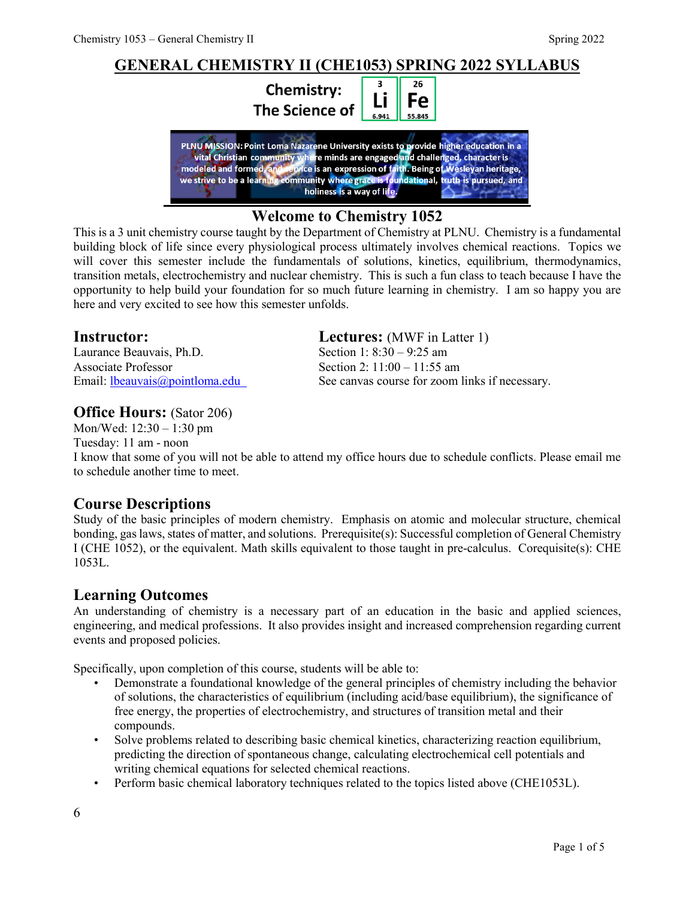# GENERAL CHEMISTRY II (CHE1053) SPRING 2022 SYLLABUS

Chemistry: The Science of Li Fe

PLNU MISSION: Point Loma Nazarene University exists to provide higher education in a vital Christian community where minds are engaged and challenged, character is modeled and formed, and service is an expression of faith. Being of Wesleyan heritage, we strive to be a learning community where grace is foundational, truth is pursued, and holiness is a way of life.

## Welcome to Chemistry 1052

This is a 3 unit chemistry course taught by the Department of Chemistry at PLNU. Chemistry is a fundamental building block of life since every physiological process ultimately involves chemical reactions. Topics we will cover this semester include the fundamentals of solutions, kinetics, equilibrium, thermodynamics, transition metals, electrochemistry and nuclear chemistry. This is such a fun class to teach because I have the opportunity to help build your foundation for so much future learning in chemistry. I am so happy you are here and very excited to see how this semester unfolds.

## Instructor:

Laurance Beauvais, Ph.D.
Associate Professor
Email: lbeauvais@pointloma.edu

## Lectures: (MWF in Latter 1)

Section 1: 8:30 – 9:25 am
Section 2: 11:00 – 11:55 am
See canvas course for zoom links if necessary.

## Office Hours: (Sator 206)

Mon/Wed: 12:30 – 1:30 pm
Tuesday: 11 am - noon
I know that some of you will not be able to attend my office hours due to schedule conflicts. Please email me to schedule another time to meet.

## Course Descriptions

Study of the basic principles of modern chemistry. Emphasis on atomic and molecular structure, chemical bonding, gas laws, states of matter, and solutions. Prerequisite(s): Successful completion of General Chemistry I (CHE 1052), or the equivalent. Math skills equivalent to those taught in pre-calculus. Corequisite(s): CHE 1053L.

## Learning Outcomes

An understanding of chemistry is a necessary part of an education in the basic and applied sciences, engineering, and medical professions. It also provides insight and increased comprehension regarding current events and proposed policies.

Specifically, upon completion of this course, students will be able to:

- Demonstrate a foundational knowledge of the general principles of chemistry including the behavior of solutions, the characteristics of equilibrium (including acid/base equilibrium), the significance of free energy, the properties of electrochemistry, and structures of transition metal and their compounds.
- Solve problems related to describing basic chemical kinetics, characterizing reaction equilibrium, predicting the direction of spontaneous change, calculating electrochemical cell potentials and writing chemical equations for selected chemical reactions.
- Perform basic chemical laboratory techniques related to the topics listed above (CHE1053L).

6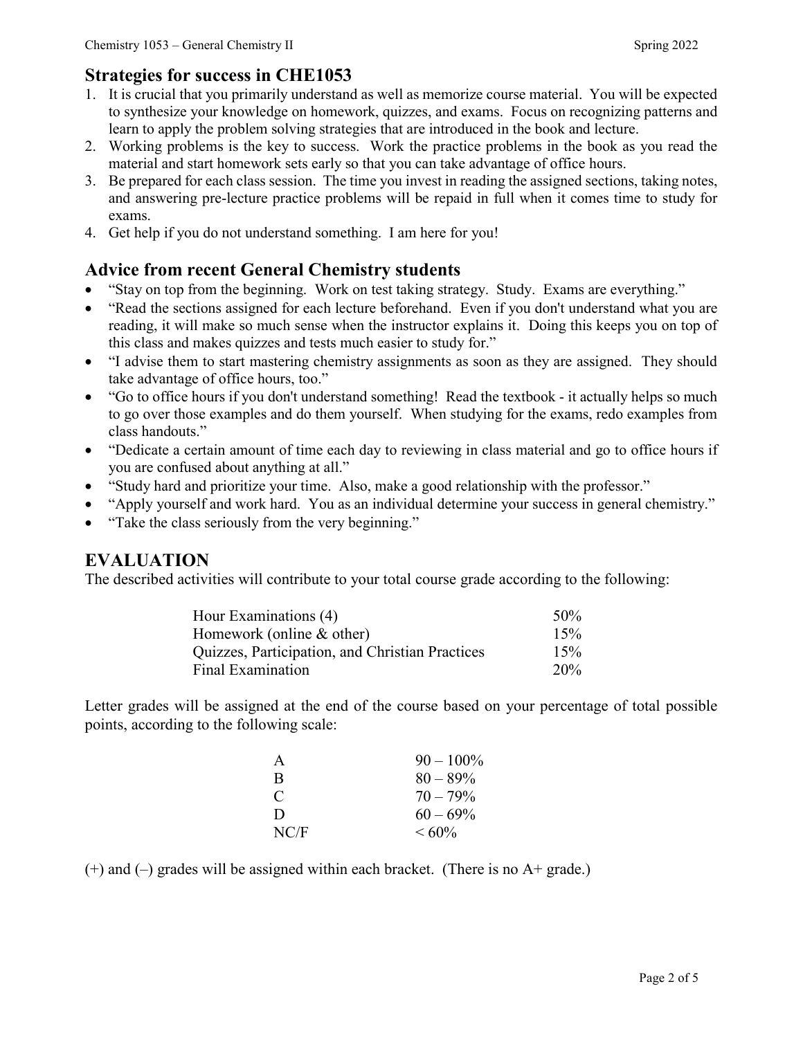## Strategies for success in CHE1053

1. It is crucial that you primarily understand as well as memorize course material. You will be expected to synthesize your knowledge on homework, quizzes, and exams. Focus on recognizing patterns and learn to apply the problem solving strategies that are introduced in the book and lecture.
2. Working problems is the key to success. Work the practice problems in the book as you read the material and start homework sets early so that you can take advantage of office hours.
3. Be prepared for each class session. The time you invest in reading the assigned sections, taking notes, and answering pre-lecture practice problems will be repaid in full when it comes time to study for exams.
4. Get help if you do not understand something. I am here for you!

## Advice from recent General Chemistry students

- "Stay on top from the beginning. Work on test taking strategy. Study. Exams are everything."
- "Read the sections assigned for each lecture beforehand. Even if you don't understand what you are reading, it will make so much sense when the instructor explains it. Doing this keeps you on top of this class and makes quizzes and tests much easier to study for."
- "I advise them to start mastering chemistry assignments as soon as they are assigned. They should take advantage of office hours, too."
- "Go to office hours if you don't understand something! Read the textbook - it actually helps so much to go over those examples and do them yourself. When studying for the exams, redo examples from class handouts."
- "Dedicate a certain amount of time each day to reviewing in class material and go to office hours if you are confused about anything at all."
- "Study hard and prioritize your time. Also, make a good relationship with the professor."
- "Apply yourself and work hard. You as an individual determine your success in general chemistry."
- "Take the class seriously from the very beginning."

## EVALUATION

The described activities will contribute to your total course grade according to the following:

| Activity | Weight |
| --- | --- |
| Hour Examinations (4) | 50% |
| Homework (online & other) | 15% |
| Quizzes, Participation, and Christian Practices | 15% |
| Final Examination | 20% |

Letter grades will be assigned at the end of the course based on your percentage of total possible points, according to the following scale:

| Grade | Range |
| --- | --- |
| A | 90 – 100% |
| B | 80 – 89% |
| C | 70 – 79% |
| D | 60 – 69% |
| NC/F | < 60% |

(+) and (–) grades will be assigned within each bracket. (There is no A+ grade.)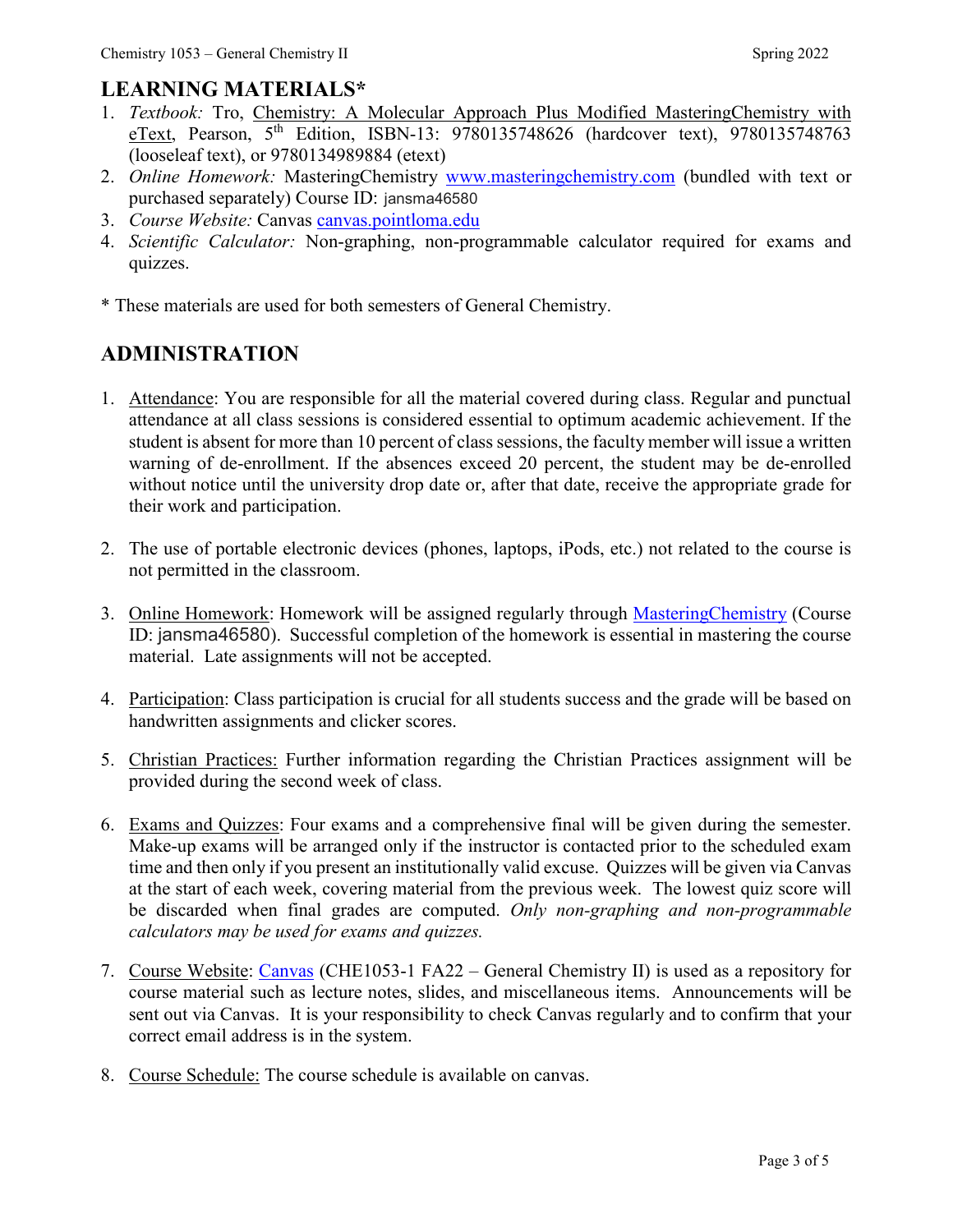## LEARNING MATERIALS*

1. *Textbook:* Tro, Chemistry: A Molecular Approach Plus Modified MasteringChemistry with eText, Pearson, 5th Edition, ISBN-13: 9780135748626 (hardcover text), 9780135748763 (looseleaf text), or 9780134989884 (etext)
2. *Online Homework:* MasteringChemistry www.masteringchemistry.com (bundled with text or purchased separately) Course ID: jansma46580
3. *Course Website:* Canvas canvas.pointloma.edu
4. *Scientific Calculator:* Non-graphing, non-programmable calculator required for exams and quizzes.

* These materials are used for both semesters of General Chemistry.

## ADMINISTRATION

1. Attendance: You are responsible for all the material covered during class. Regular and punctual attendance at all class sessions is considered essential to optimum academic achievement. If the student is absent for more than 10 percent of class sessions, the faculty member will issue a written warning of de-enrollment. If the absences exceed 20 percent, the student may be de-enrolled without notice until the university drop date or, after that date, receive the appropriate grade for their work and participation.

2. The use of portable electronic devices (phones, laptops, iPods, etc.) not related to the course is not permitted in the classroom.

3. Online Homework: Homework will be assigned regularly through MasteringChemistry (Course ID: jansma46580). Successful completion of the homework is essential in mastering the course material. Late assignments will not be accepted.

4. Participation: Class participation is crucial for all students success and the grade will be based on handwritten assignments and clicker scores.

5. Christian Practices: Further information regarding the Christian Practices assignment will be provided during the second week of class.

6. Exams and Quizzes: Four exams and a comprehensive final will be given during the semester. Make-up exams will be arranged only if the instructor is contacted prior to the scheduled exam time and then only if you present an institutionally valid excuse. Quizzes will be given via Canvas at the start of each week, covering material from the previous week. The lowest quiz score will be discarded when final grades are computed. *Only non-graphing and non-programmable calculators may be used for exams and quizzes.*

7. Course Website: Canvas (CHE1053-1 FA22 – General Chemistry II) is used as a repository for course material such as lecture notes, slides, and miscellaneous items. Announcements will be sent out via Canvas. It is your responsibility to check Canvas regularly and to confirm that your correct email address is in the system.

8. Course Schedule: The course schedule is available on canvas.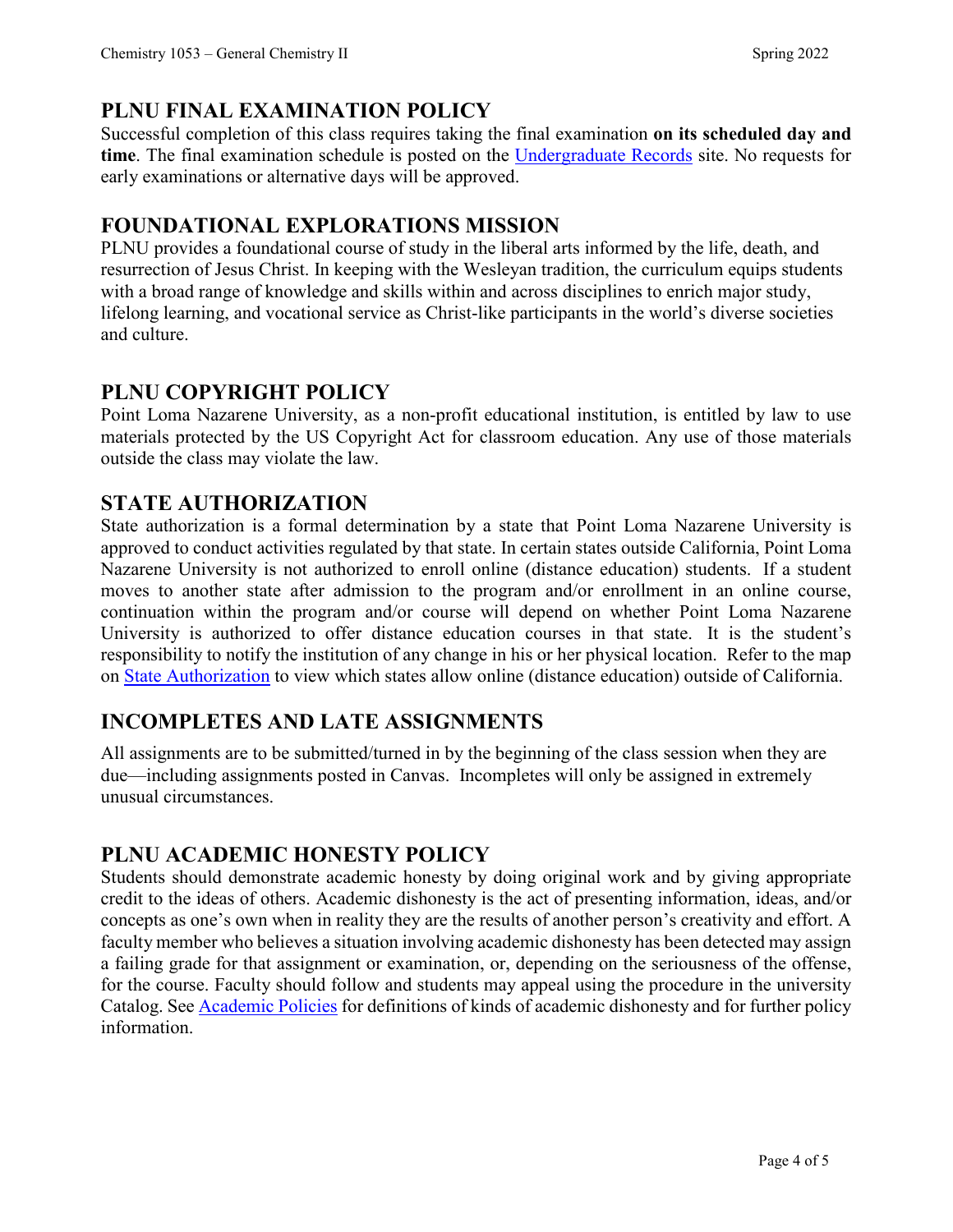## PLNU FINAL EXAMINATION POLICY

Successful completion of this class requires taking the final examination **on its scheduled day and time**. The final examination schedule is posted on the Undergraduate Records site. No requests for early examinations or alternative days will be approved.

## FOUNDATIONAL EXPLORATIONS MISSION

PLNU provides a foundational course of study in the liberal arts informed by the life, death, and resurrection of Jesus Christ. In keeping with the Wesleyan tradition, the curriculum equips students with a broad range of knowledge and skills within and across disciplines to enrich major study, lifelong learning, and vocational service as Christ-like participants in the world's diverse societies and culture.

## PLNU COPYRIGHT POLICY

Point Loma Nazarene University, as a non-profit educational institution, is entitled by law to use materials protected by the US Copyright Act for classroom education. Any use of those materials outside the class may violate the law.

## STATE AUTHORIZATION

State authorization is a formal determination by a state that Point Loma Nazarene University is approved to conduct activities regulated by that state. In certain states outside California, Point Loma Nazarene University is not authorized to enroll online (distance education) students. If a student moves to another state after admission to the program and/or enrollment in an online course, continuation within the program and/or course will depend on whether Point Loma Nazarene University is authorized to offer distance education courses in that state. It is the student's responsibility to notify the institution of any change in his or her physical location. Refer to the map on State Authorization to view which states allow online (distance education) outside of California.

## INCOMPLETES AND LATE ASSIGNMENTS

All assignments are to be submitted/turned in by the beginning of the class session when they are due—including assignments posted in Canvas. Incompletes will only be assigned in extremely unusual circumstances.

## PLNU ACADEMIC HONESTY POLICY

Students should demonstrate academic honesty by doing original work and by giving appropriate credit to the ideas of others. Academic dishonesty is the act of presenting information, ideas, and/or concepts as one's own when in reality they are the results of another person's creativity and effort. A faculty member who believes a situation involving academic dishonesty has been detected may assign a failing grade for that assignment or examination, or, depending on the seriousness of the offense, for the course. Faculty should follow and students may appeal using the procedure in the university Catalog. See Academic Policies for definitions of kinds of academic dishonesty and for further policy information.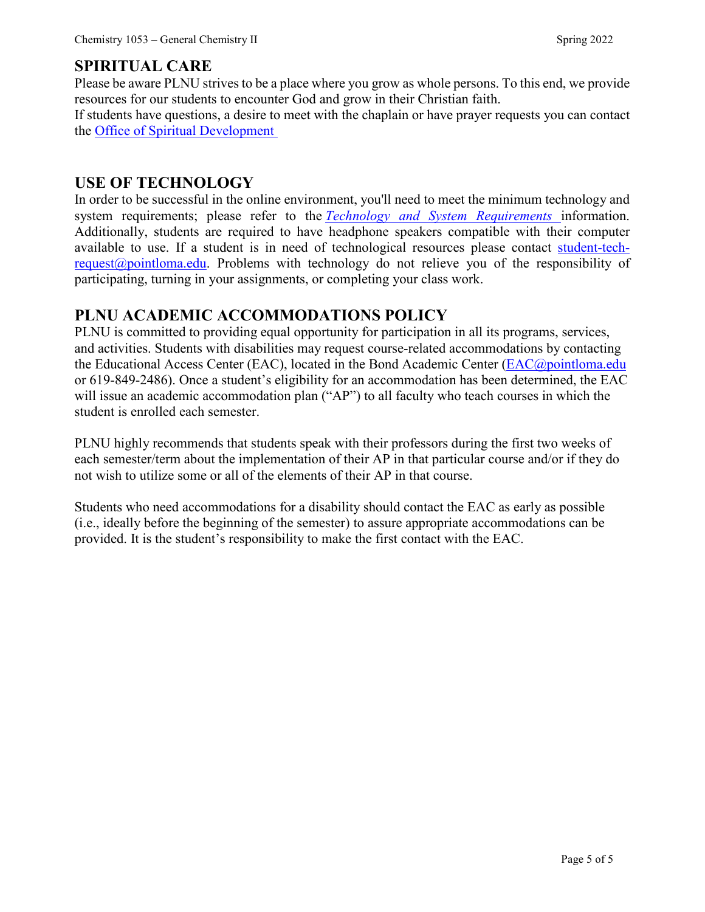## SPIRITUAL CARE

Please be aware PLNU strives to be a place where you grow as whole persons. To this end, we provide resources for our students to encounter God and grow in their Christian faith.

If students have questions, a desire to meet with the chaplain or have prayer requests you can contact the Office of Spiritual Development

## USE OF TECHNOLOGY

In order to be successful in the online environment, you'll need to meet the minimum technology and system requirements; please refer to the *Technology and System Requirements* information. Additionally, students are required to have headphone speakers compatible with their computer available to use. If a student is in need of technological resources please contact student-tech-request@pointloma.edu. Problems with technology do not relieve you of the responsibility of participating, turning in your assignments, or completing your class work.

## PLNU ACADEMIC ACCOMMODATIONS POLICY

PLNU is committed to providing equal opportunity for participation in all its programs, services, and activities. Students with disabilities may request course-related accommodations by contacting the Educational Access Center (EAC), located in the Bond Academic Center (EAC@pointloma.edu or 619-849-2486). Once a student's eligibility for an accommodation has been determined, the EAC will issue an academic accommodation plan ("AP") to all faculty who teach courses in which the student is enrolled each semester.

PLNU highly recommends that students speak with their professors during the first two weeks of each semester/term about the implementation of their AP in that particular course and/or if they do not wish to utilize some or all of the elements of their AP in that course.

Students who need accommodations for a disability should contact the EAC as early as possible (i.e., ideally before the beginning of the semester) to assure appropriate accommodations can be provided. It is the student's responsibility to make the first contact with the EAC.